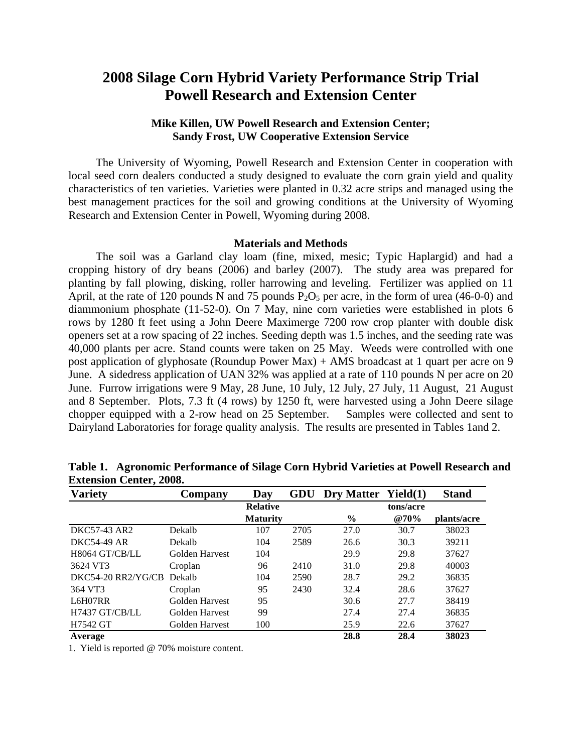# 2008 Silage Corn Hybrid Variety Performance Strip Trial Powell Research and Extension Center

**Mike Killen, UW Powell Research and Extension Center; Sandy Frost, UW Cooperative Extension Service**

The University of Wyoming, Powell Research and Extension Center in cooperation with local seed corn dealers conducted a study designed to evaluate the corn grain yield and quality characteristics of ten varieties. Varieties were planted in 0.32 acre strips and managed using the best management practices for the soil and growing conditions at the University of Wyoming Research and Extension Center in Powell, Wyoming during 2008.

### Materials and Methods

The soil was a Garland clay loam (fine, mixed, mesic; Typic Haplargid) and had a cropping history of dry beans (2006) and barley (2007). The study area was prepared for planting by fall plowing, disking, roller harrowing and leveling. Fertilizer was applied on 11 April, at the rate of 120 pounds N and 75 pounds $P_2O_5$ per acre, in the form of urea (46-0-0) and diammonium phosphate (11-52-0). On 7 May, nine corn varieties were established in plots 6 rows by 1280 ft feet using a John Deere Maximerge 7200 row crop planter with double disk openers set at a row spacing of 22 inches. Seeding depth was 1.5 inches, and the seeding rate was 40,000 plants per acre. Stand counts were taken on 25 May. Weeds were controlled with one post application of glyphosate (Roundup Power Max) + AMS broadcast at 1 quart per acre on 9 June. A sidedress application of UAN 32% was applied at a rate of 110 pounds N per acre on 20 June. Furrow irrigations were 9 May, 28 June, 10 July, 12 July, 27 July, 11 August, 21 August and 8 September. Plots, 7.3 ft (4 rows) by 1250 ft, were harvested using a John Deere silage chopper equipped with a 2-row head on 25 September. Samples were collected and sent to Dairyland Laboratories for forage quality analysis. The results are presented in Tables 1and 2.

**Table 1. Agronomic Performance of Silage Corn Hybrid Varieties at Powell Research and Extension Center, 2008.**

| Variety | Company | Day | GDU | Dry Matter | Yield(1) | Stand |
|---|---|---|---|---|---|---|
| | | Relative Maturity | | % | tons/acre @70% | plants/acre |
| DKC57-43 AR2 | Dekalb | 107 | 2705 | 27.0 | 30.7 | 38023 |
| DKC54-49 AR | Dekalb | 104 | 2589 | 26.6 | 30.3 | 39211 |
| H8064 GT/CB/LL | Golden Harvest | 104 | | 29.9 | 29.8 | 37627 |
| 3624 VT3 | Croplan | 96 | 2410 | 31.0 | 29.8 | 40003 |
| DKC54-20 RR2/YG/CB | Dekalb | 104 | 2590 | 28.7 | 29.2 | 36835 |
| 364 VT3 | Croplan | 95 | 2430 | 32.4 | 28.6 | 37627 |
| L6H07RR | Golden Harvest | 95 | | 30.6 | 27.7 | 38419 |
| H7437 GT/CB/LL | Golden Harvest | 99 | | 27.4 | 27.4 | 36835 |
| H7542 GT | Golden Harvest | 100 | | 25.9 | 22.6 | 37627 |
| **Average** | | | | **28.8** | **28.4** | **38023** |

1. Yield is reported @ 70% moisture content.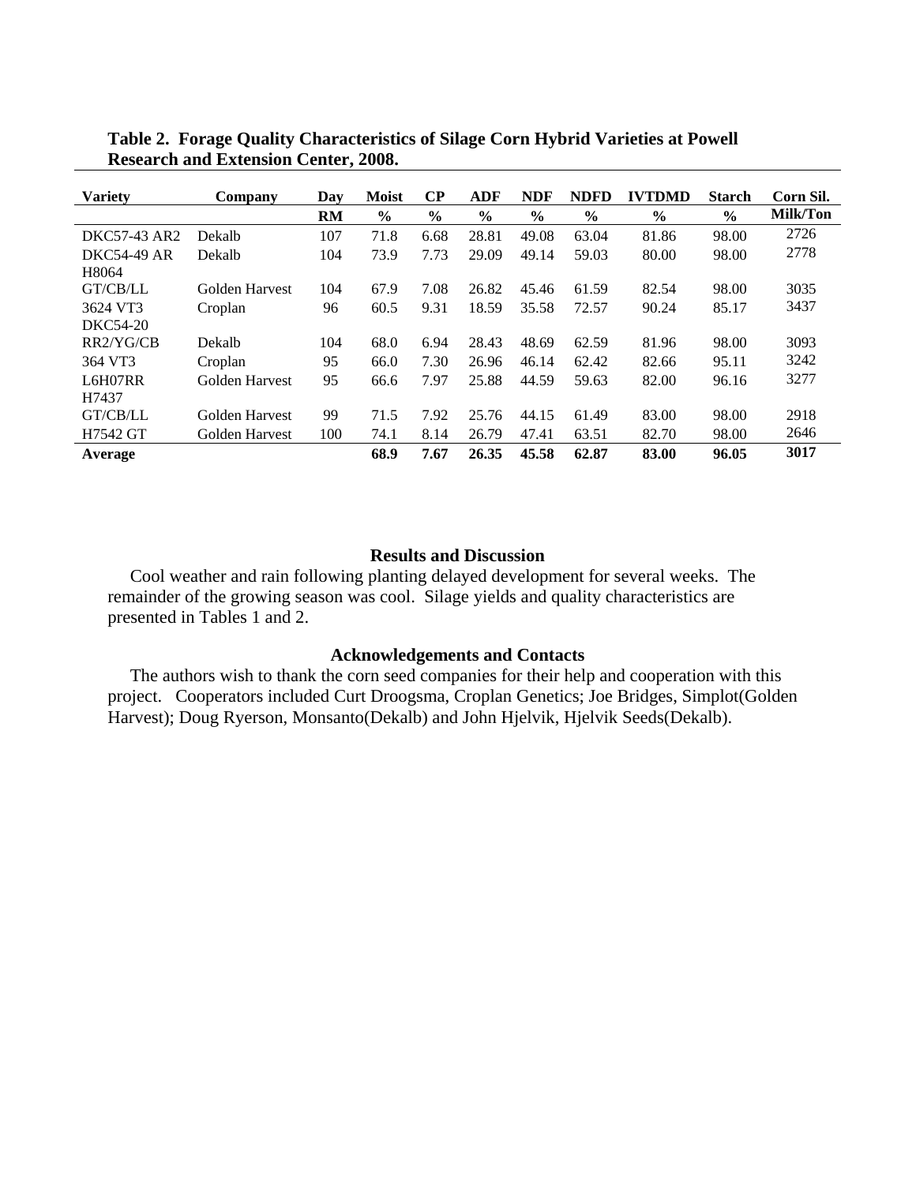**Table 2. Forage Quality Characteristics of Silage Corn Hybrid Varieties at Powell Research and Extension Center, 2008.**

| Variety | Company | Day RM | Moist % | CP % | ADF % | NDF % | NDFD % | IVTDMD % | Starch % | Corn Sil. Milk/Ton |
|---|---|---|---|---|---|---|---|---|---|---|
| DKC57-43 AR2 | Dekalb | 107 | 71.8 | 6.68 | 28.81 | 49.08 | 63.04 | 81.86 | 98.00 | 2726 |
| DKC54-49 AR | Dekalb | 104 | 73.9 | 7.73 | 29.09 | 49.14 | 59.03 | 80.00 | 98.00 | 2778 |
| H8064 GT/CB/LL | Golden Harvest | 104 | 67.9 | 7.08 | 26.82 | 45.46 | 61.59 | 82.54 | 98.00 | 3035 |
| 3624 VT3 | Croplan | 96 | 60.5 | 9.31 | 18.59 | 35.58 | 72.57 | 90.24 | 85.17 | 3437 |
| DKC54-20 RR2/YG/CB | Dekalb | 104 | 68.0 | 6.94 | 28.43 | 48.69 | 62.59 | 81.96 | 98.00 | 3093 |
| 364 VT3 | Croplan | 95 | 66.0 | 7.30 | 26.96 | 46.14 | 62.42 | 82.66 | 95.11 | 3242 |
| L6H07RR | Golden Harvest | 95 | 66.6 | 7.97 | 25.88 | 44.59 | 59.63 | 82.00 | 96.16 | 3277 |
| H7437 GT/CB/LL | Golden Harvest | 99 | 71.5 | 7.92 | 25.76 | 44.15 | 61.49 | 83.00 | 98.00 | 2918 |
| H7542 GT | Golden Harvest | 100 | 74.1 | 8.14 | 26.79 | 47.41 | 63.51 | 82.70 | 98.00 | 2646 |
| **Average** | | | **68.9** | **7.67** | **26.35** | **45.58** | **62.87** | **83.00** | **96.05** | **3017** |

## Results and Discussion

Cool weather and rain following planting delayed development for several weeks. The remainder of the growing season was cool. Silage yields and quality characteristics are presented in Tables 1 and 2.

## Acknowledgements and Contacts

The authors wish to thank the corn seed companies for their help and cooperation with this project. Cooperators included Curt Droogsma, Croplan Genetics; Joe Bridges, Simplot(Golden Harvest); Doug Ryerson, Monsanto(Dekalb) and John Hjelvik, Hjelvik Seeds(Dekalb).